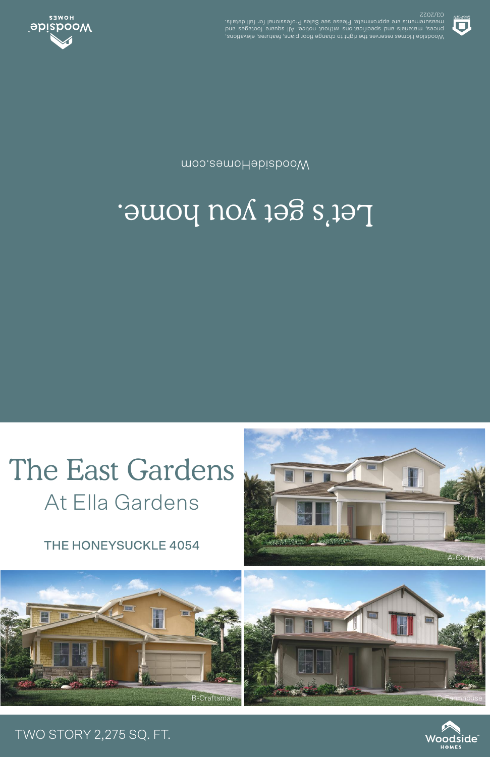Woodside HOMES

Woodside Homes reserves the right to change floor plans, features, elevations, prices, materials and specifications without notice. All square footages and measurements are approximate. Please see Sales Professional for full details. 03/2022

# Let's get you home.

WoodsideHomes.com

# The East Gardens

## At Ella Gardens

### THE HONEYSUCKLE 4054

A-Cottage

B-Craftsman

C-Farmhouse

TWO STORY 2,275 SQ. FT.

Woodside HOMES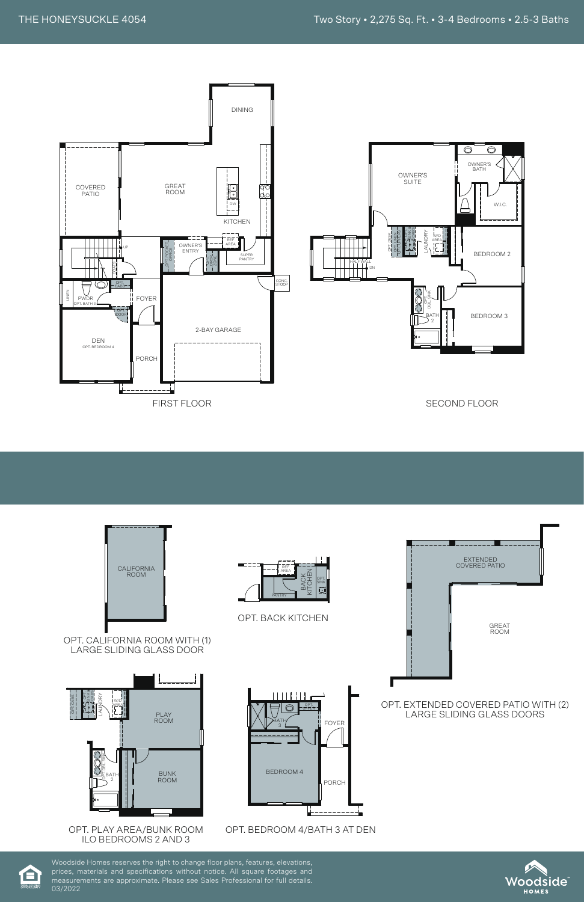# THE HONEYSUCKLE 4054

Two Story • 2,275 Sq. Ft. • 3-4 Bedrooms • 2.5-3 Baths

DINING

COVERED PATIO

GREAT ROOM

KITCHEN

DW

REF. AREA

OWNER'S ENTRY

SUPER PANTRY

UP

PWDR

OPT. BATH 3

LINEN

FOYER

DEN

OPT. BEDROOM 4

PORCH

2-BAY GARAGE

CONC. STOOP

FIRST FLOOR

OWNER'S SUITE

OWNER'S BATH

W.I.C.

LAUNDRY

W/D AREA

BEDROOM 2

HALF WALL

DN

BATH 2

BEDROOM 3

SECOND FLOOR

CALIFORNIA ROOM

OPT. CALIFORNIA ROOM WITH (1) LARGE SLIDING GLASS DOOR

REF. AREA

BACK KITCHEN

OPT. SINK

PANTRY

OPT. BACK KITCHEN

EXTENDED COVERED PATIO

GREAT ROOM

OPT. EXTENDED COVERED PATIO WITH (2) LARGE SLIDING GLASS DOORS

LAUNDRY

W/D AREA

PLAY ROOM

BATH 2

BUNK ROOM

OPT. PLAY AREA/BUNK ROOM ILO BEDROOMS 2 AND 3

BATH 3

FOYER

BEDROOM 4

PORCH

OPT. BEDROOM 4/BATH 3 AT DEN

Woodside Homes reserves the right to change floor plans, features, elevations, prices, materials and specifications without notice. All square footages and measurements are approximate. Please see Sales Professional for full details. 03/2022

Woodside HOMES